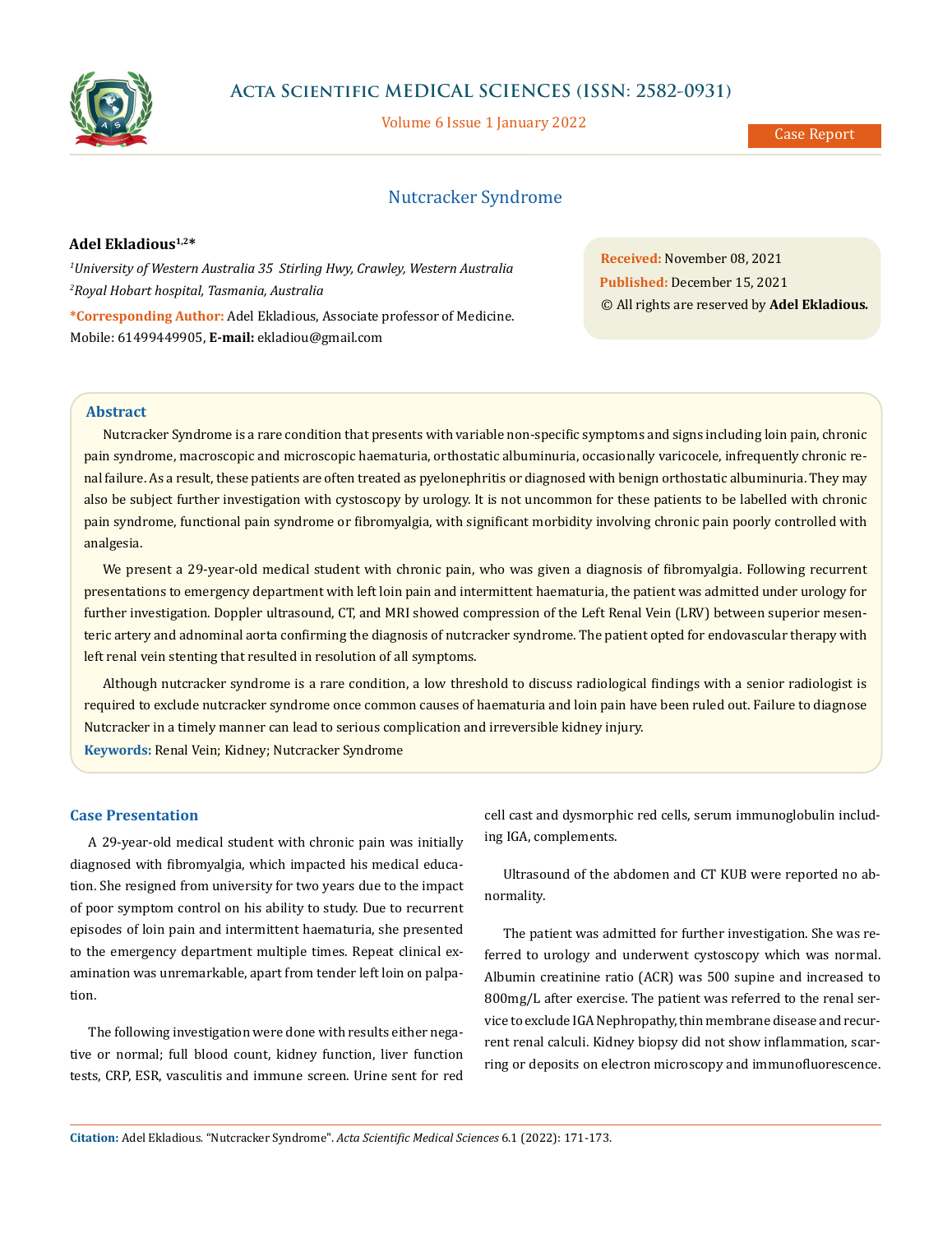# Nutcracker Syndrome

**Adel Ekladious[1,2]***

[1]*University of Western Australia 35 Stirling Hwy, Crawley, Western Australia*

[2]*Royal Hobart hospital, Tasmania, Australia*

***Corresponding Author:** Adel Ekladious, Associate professor of Medicine. Mobile: 61499449905, **E-mail:** ekladiou@gmail.com

**Received:** November 08, 2021

**Published:** December 15, 2021

© All rights are reserved by **Adel Ekladious.**

## Abstract

Nutcracker Syndrome is a rare condition that presents with variable non-specific symptoms and signs including loin pain, chronic pain syndrome, macroscopic and microscopic haematuria, orthostatic albuminuria, occasionally varicocele, infrequently chronic renal failure. As a result, these patients are often treated as pyelonephritis or diagnosed with benign orthostatic albuminuria. They may also be subject further investigation with cystoscopy by urology. It is not uncommon for these patients to be labelled with chronic pain syndrome, functional pain syndrome or fibromyalgia, with significant morbidity involving chronic pain poorly controlled with analgesia.

We present a 29-year-old medical student with chronic pain, who was given a diagnosis of fibromyalgia. Following recurrent presentations to emergency department with left loin pain and intermittent haematuria, the patient was admitted under urology for further investigation. Doppler ultrasound, CT, and MRI showed compression of the Left Renal Vein (LRV) between superior mesenteric artery and adnominal aorta confirming the diagnosis of nutcracker syndrome. The patient opted for endovascular therapy with left renal vein stenting that resulted in resolution of all symptoms.

Although nutcracker syndrome is a rare condition, a low threshold to discuss radiological findings with a senior radiologist is required to exclude nutcracker syndrome once common causes of haematuria and loin pain have been ruled out. Failure to diagnose Nutcracker in a timely manner can lead to serious complication and irreversible kidney injury.

**Keywords:** Renal Vein; Kidney; Nutcracker Syndrome

## Case Presentation

A 29-year-old medical student with chronic pain was initially diagnosed with fibromyalgia, which impacted his medical education. She resigned from university for two years due to the impact of poor symptom control on his ability to study. Due to recurrent episodes of loin pain and intermittent haematuria, she presented to the emergency department multiple times. Repeat clinical examination was unremarkable, apart from tender left loin on palpation.

The following investigation were done with results either negative or normal; full blood count, kidney function, liver function tests, CRP, ESR, vasculitis and immune screen. Urine sent for red cell cast and dysmorphic red cells, serum immunoglobulin including IGA, complements.

Ultrasound of the abdomen and CT KUB were reported no abnormality.

The patient was admitted for further investigation. She was referred to urology and underwent cystoscopy which was normal. Albumin creatinine ratio (ACR) was 500 supine and increased to 800mg/L after exercise. The patient was referred to the renal service to exclude IGA Nephropathy, thin membrane disease and recurrent renal calculi. Kidney biopsy did not show inflammation, scarring or deposits on electron microscopy and immunofluorescence.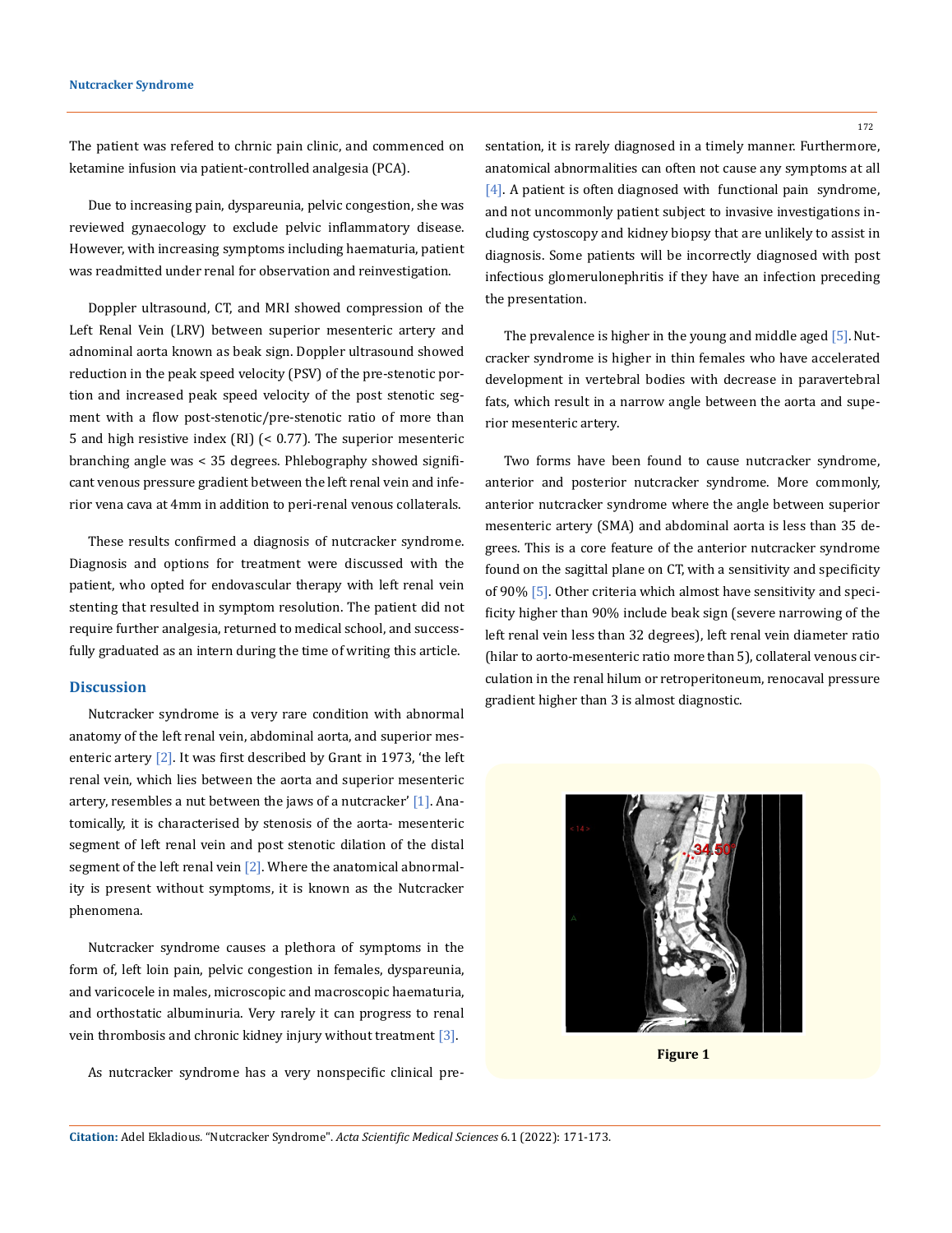The patient was refered to chrnic pain clinic, and commenced on ketamine infusion via patient-controlled analgesia (PCA).

Due to increasing pain, dyspareunia, pelvic congestion, she was reviewed gynaecology to exclude pelvic inflammatory disease. However, with increasing symptoms including haematuria, patient was readmitted under renal for observation and reinvestigation.

Doppler ultrasound, CT, and MRI showed compression of the Left Renal Vein (LRV) between superior mesenteric artery and adnominal aorta known as beak sign. Doppler ultrasound showed reduction in the peak speed velocity (PSV) of the pre-stenotic portion and increased peak speed velocity of the post stenotic segment with a flow post-stenotic/pre-stenotic ratio of more than 5 and high resistive index (RI) (< 0.77). The superior mesenteric branching angle was < 35 degrees. Phlebography showed significant venous pressure gradient between the left renal vein and inferior vena cava at 4mm in addition to peri-renal venous collaterals.

These results confirmed a diagnosis of nutcracker syndrome. Diagnosis and options for treatment were discussed with the patient, who opted for endovascular therapy with left renal vein stenting that resulted in symptom resolution. The patient did not require further analgesia, returned to medical school, and successfully graduated as an intern during the time of writing this article.

## Discussion

Nutcracker syndrome is a very rare condition with abnormal anatomy of the left renal vein, abdominal aorta, and superior mesenteric artery [2]. It was first described by Grant in 1973, 'the left renal vein, which lies between the aorta and superior mesenteric artery, resembles a nut between the jaws of a nutcracker' [1]. Anatomically, it is characterised by stenosis of the aorta- mesenteric segment of left renal vein and post stenotic dilation of the distal segment of the left renal vein [2]. Where the anatomical abnormality is present without symptoms, it is known as the Nutcracker phenomena.

Nutcracker syndrome causes a plethora of symptoms in the form of, left loin pain, pelvic congestion in females, dyspareunia, and varicocele in males, microscopic and macroscopic haematuria, and orthostatic albuminuria. Very rarely it can progress to renal vein thrombosis and chronic kidney injury without treatment [3].

As nutcracker syndrome has a very nonspecific clinical presentation, it is rarely diagnosed in a timely manner. Furthermore, anatomical abnormalities can often not cause any symptoms at all [4]. A patient is often diagnosed with functional pain syndrome, and not uncommonly patient subject to invasive investigations including cystoscopy and kidney biopsy that are unlikely to assist in diagnosis. Some patients will be incorrectly diagnosed with post infectious glomerulonephritis if they have an infection preceding the presentation.

The prevalence is higher in the young and middle aged [5]. Nutcracker syndrome is higher in thin females who have accelerated development in vertebral bodies with decrease in paravertebral fats, which result in a narrow angle between the aorta and superior mesenteric artery.

Two forms have been found to cause nutcracker syndrome, anterior and posterior nutcracker syndrome. More commonly, anterior nutcracker syndrome where the angle between superior mesenteric artery (SMA) and abdominal aorta is less than 35 degrees. This is a core feature of the anterior nutcracker syndrome found on the sagittal plane on CT, with a sensitivity and specificity of 90% [5]. Other criteria which almost have sensitivity and specificity higher than 90% include beak sign (severe narrowing of the left renal vein less than 32 degrees), left renal vein diameter ratio (hilar to aorto-mesenteric ratio more than 5), collateral venous circulation in the renal hilum or retroperitoneum, renocaval pressure gradient higher than 3 is almost diagnostic.

**Figure 1**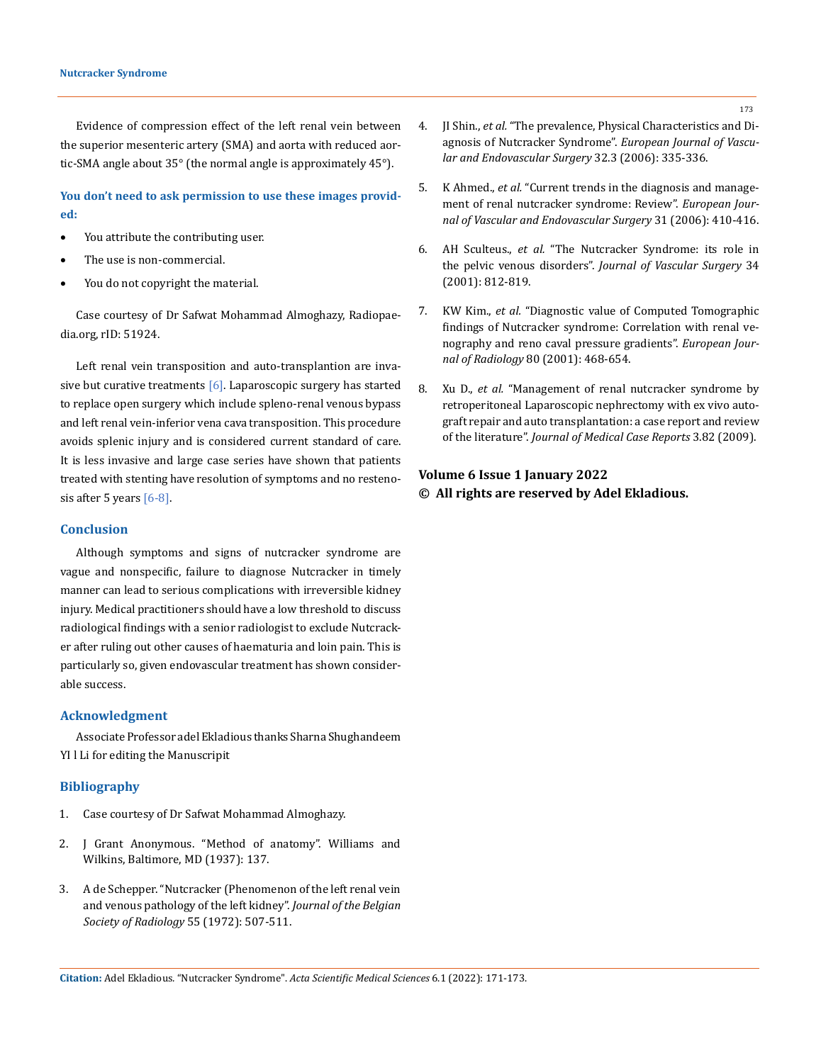Evidence of compression effect of the left renal vein between the superior mesenteric artery (SMA) and aorta with reduced aortic-SMA angle about 35° (the normal angle is approximately 45°).

**You don't need to ask permission to use these images provided:**

- You attribute the contributing user.
- The use is non-commercial.
- You do not copyright the material.

Case courtesy of Dr Safwat Mohammad Almoghazy, Radiopaedia.org, rID: 51924.

Left renal vein transposition and auto-transplantion are invasive but curative treatments [6]. Laparoscopic surgery has started to replace open surgery which include spleno-renal venous bypass and left renal vein-inferior vena cava transposition. This procedure avoids splenic injury and is considered current standard of care. It is less invasive and large case series have shown that patients treated with stenting have resolution of symptoms and no restenosis after 5 years [6-8].

## Conclusion

Although symptoms and signs of nutcracker syndrome are vague and nonspecific, failure to diagnose Nutcracker in timely manner can lead to serious complications with irreversible kidney injury. Medical practitioners should have a low threshold to discuss radiological findings with a senior radiologist to exclude Nutcracker after ruling out other causes of haematuria and loin pain. This is particularly so, given endovascular treatment has shown considerable success.

## Acknowledgment

Associate Professor adel Ekladious thanks Sharna Shughandeem YI l Li for editing the Manuscripit

## Bibliography

1. Case courtesy of Dr Safwat Mohammad Almoghazy.
2. J Grant Anonymous. "Method of anatomy". Williams and Wilkins, Baltimore, MD (1937): 137.
3. A de Schepper. "Nutcracker (Phenomenon of the left renal vein and venous pathology of the left kidney". *Journal of the Belgian Society of Radiology* 55 (1972): 507-511.
4. JI Shin., *et al.* "The prevalence, Physical Characteristics and Diagnosis of Nutcracker Syndrome". *European Journal of Vascular and Endovascular Surgery* 32.3 (2006): 335-336.
5. K Ahmed., *et al.* "Current trends in the diagnosis and management of renal nutcracker syndrome: Review". *European Journal of Vascular and Endovascular Surgery* 31 (2006): 410-416.
6. AH Sculteus., *et al.* "The Nutcracker Syndrome: its role in the pelvic venous disorders". *Journal of Vascular Surgery* 34 (2001): 812-819.
7. KW Kim., *et al.* "Diagnostic value of Computed Tomographic findings of Nutcracker syndrome: Correlation with renal venography and reno caval pressure gradients". *European Journal of Radiology* 80 (2001): 468-654.
8. Xu D., *et al.* "Management of renal nutcracker syndrome by retroperitoneal Laparoscopic nephrectomy with ex vivo autograft repair and auto transplantation: a case report and review of the literature". *Journal of Medical Case Reports* 3.82 (2009).

**Volume 6 Issue 1 January 2022**
**© All rights are reserved by Adel Ekladious.**